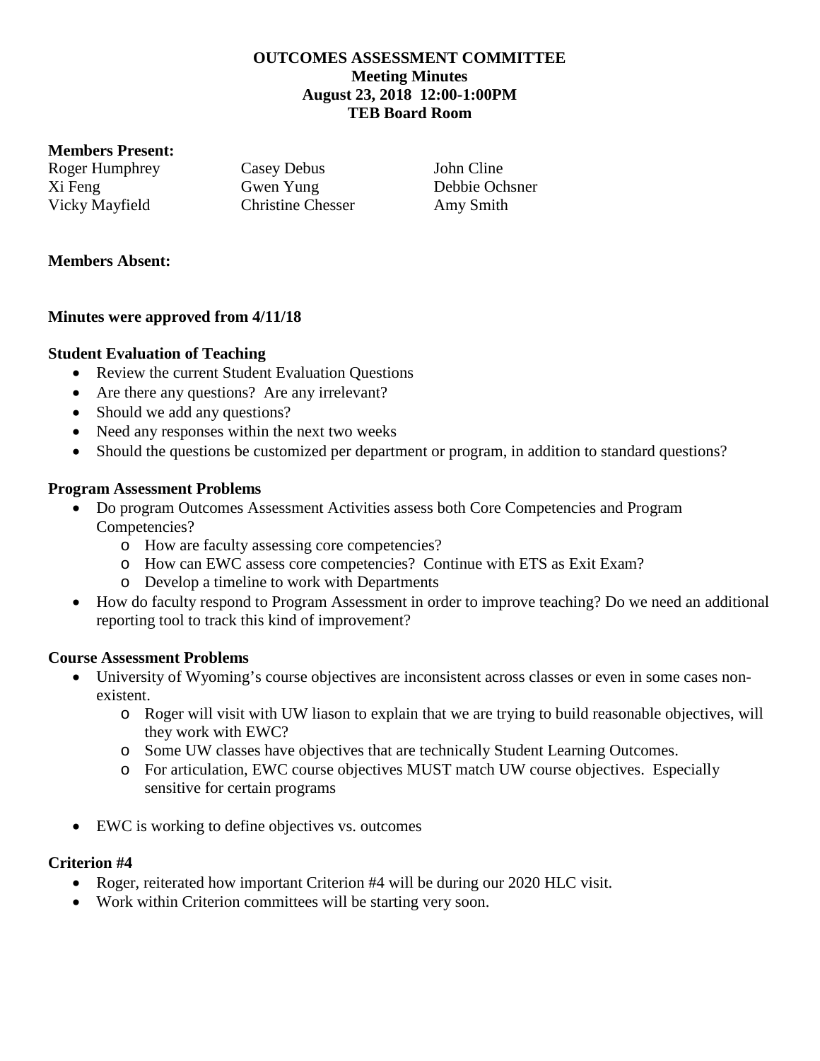**OUTCOMES ASSESSMENT COMMITTEE**
**Meeting Minutes**
**August 23, 2018 12:00-1:00PM**
**TEB Board Room**

**Members Present:**

Roger Humphrey
Xi Feng
Vicky Mayfield
Casey Debus
Gwen Yung
Christine Chesser
John Cline
Debbie Ochsner
Amy Smith

**Members Absent:**

**Minutes were approved from 4/11/18**

**Student Evaluation of Teaching**

- Review the current Student Evaluation Questions
- Are there any questions? Are any irrelevant?
- Should we add any questions?
- Need any responses within the next two weeks
- Should the questions be customized per department or program, in addition to standard questions?

**Program Assessment Problems**

- Do program Outcomes Assessment Activities assess both Core Competencies and Program Competencies?
  - How are faculty assessing core competencies?
  - How can EWC assess core competencies? Continue with ETS as Exit Exam?
  - Develop a timeline to work with Departments
- How do faculty respond to Program Assessment in order to improve teaching? Do we need an additional reporting tool to track this kind of improvement?

**Course Assessment Problems**

- University of Wyoming's course objectives are inconsistent across classes or even in some cases non-existent.
  - Roger will visit with UW liason to explain that we are trying to build reasonable objectives, will they work with EWC?
  - Some UW classes have objectives that are technically Student Learning Outcomes.
  - For articulation, EWC course objectives MUST match UW course objectives. Especially sensitive for certain programs
- EWC is working to define objectives vs. outcomes

**Criterion #4**

- Roger, reiterated how important Criterion #4 will be during our 2020 HLC visit.
- Work within Criterion committees will be starting very soon.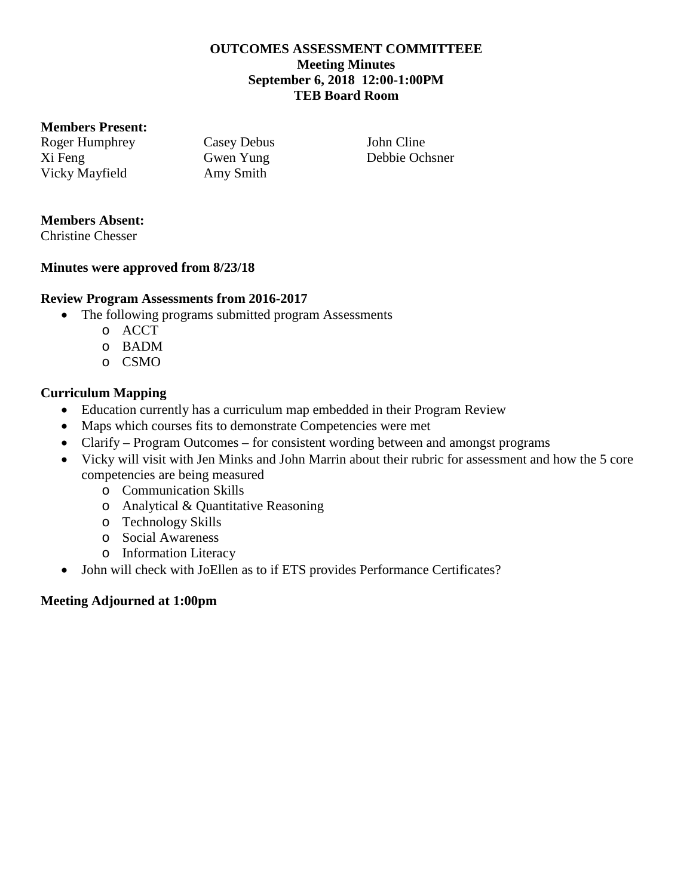**OUTCOMES ASSESSMENT COMMITTEEE**
**Meeting Minutes**
**September 6, 2018 12:00-1:00PM**
**TEB Board Room**

**Members Present:**

Roger Humphrey
Xi Feng
Vicky Mayfield
Casey Debus
Gwen Yung
Amy Smith
John Cline
Debbie Ochsner

**Members Absent:**

Christine Chesser

**Minutes were approved from 8/23/18**

**Review Program Assessments from 2016-2017**

- The following programs submitted program Assessments
  - ACCT
  - BADM
  - CSMO

**Curriculum Mapping**

- Education currently has a curriculum map embedded in their Program Review
- Maps which courses fits to demonstrate Competencies were met
- Clarify – Program Outcomes – for consistent wording between and amongst programs
- Vicky will visit with Jen Minks and John Marrin about their rubric for assessment and how the 5 core competencies are being measured
  - Communication Skills
  - Analytical & Quantitative Reasoning
  - Technology Skills
  - Social Awareness
  - Information Literacy
- John will check with JoEllen as to if ETS provides Performance Certificates?

**Meeting Adjourned at 1:00pm**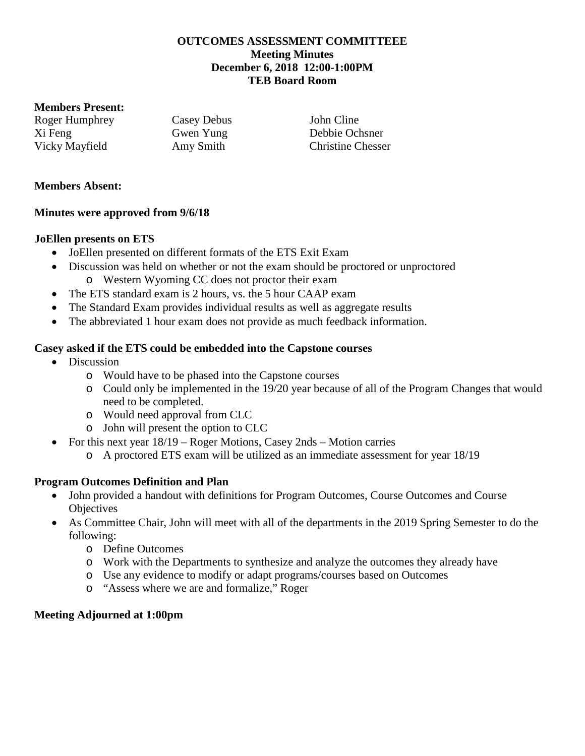**OUTCOMES ASSESSMENT COMMITTEEE**
**Meeting Minutes**
**December 6, 2018 12:00-1:00PM**
**TEB Board Room**

**Members Present:**

| | | |
|---|---|---|
| Roger Humphrey | Casey Debus | John Cline |
| Xi Feng | Gwen Yung | Debbie Ochsner |
| Vicky Mayfield | Amy Smith | Christine Chesser |

**Members Absent:**

**Minutes were approved from 9/6/18**

**JoEllen presents on ETS**

- JoEllen presented on different formats of the ETS Exit Exam
- Discussion was held on whether or not the exam should be proctored or unproctored
  - Western Wyoming CC does not proctor their exam
- The ETS standard exam is 2 hours, vs. the 5 hour CAAP exam
- The Standard Exam provides individual results as well as aggregate results
- The abbreviated 1 hour exam does not provide as much feedback information.

**Casey asked if the ETS could be embedded into the Capstone courses**

- Discussion
  - Would have to be phased into the Capstone courses
  - Could only be implemented in the 19/20 year because of all of the Program Changes that would need to be completed.
  - Would need approval from CLC
  - John will present the option to CLC
- For this next year 18/19 – Roger Motions, Casey 2nds – Motion carries
  - A proctored ETS exam will be utilized as an immediate assessment for year 18/19

**Program Outcomes Definition and Plan**

- John provided a handout with definitions for Program Outcomes, Course Outcomes and Course Objectives
- As Committee Chair, John will meet with all of the departments in the 2019 Spring Semester to do the following:
  - Define Outcomes
  - Work with the Departments to synthesize and analyze the outcomes they already have
  - Use any evidence to modify or adapt programs/courses based on Outcomes
  - "Assess where we are and formalize," Roger

**Meeting Adjourned at 1:00pm**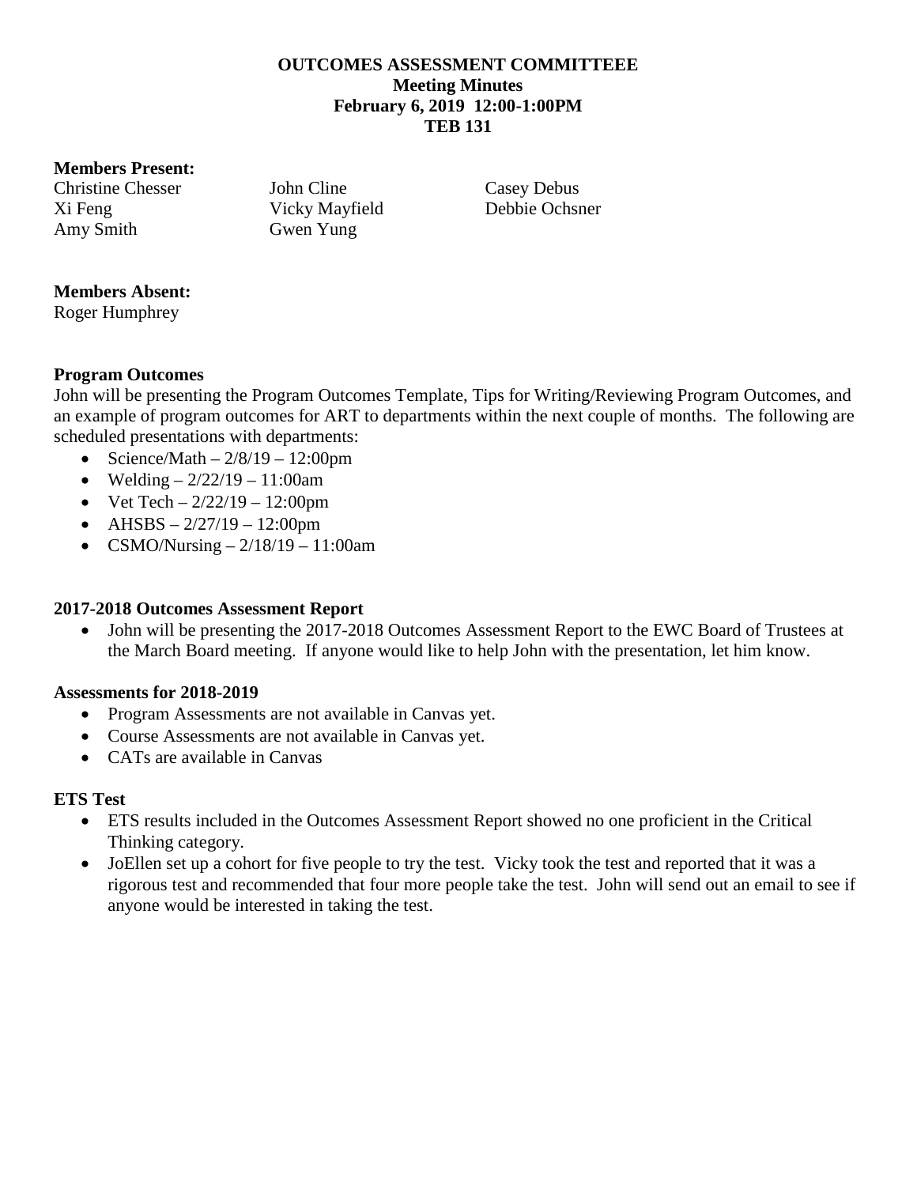**OUTCOMES ASSESSMENT COMMITTEEE**
**Meeting Minutes**
**February 6, 2019 12:00-1:00PM**
**TEB 131**

**Members Present:**

Christine Chesser
John Cline
Casey Debus
Xi Feng
Vicky Mayfield
Debbie Ochsner
Amy Smith
Gwen Yung

**Members Absent:**

Roger Humphrey

**Program Outcomes**

John will be presenting the Program Outcomes Template, Tips for Writing/Reviewing Program Outcomes, and an example of program outcomes for ART to departments within the next couple of months. The following are scheduled presentations with departments:

- Science/Math – 2/8/19 – 12:00pm
- Welding – 2/22/19 – 11:00am
- Vet Tech – 2/22/19 – 12:00pm
- AHSBS – 2/27/19 – 12:00pm
- CSMO/Nursing – 2/18/19 – 11:00am

**2017-2018 Outcomes Assessment Report**

- John will be presenting the 2017-2018 Outcomes Assessment Report to the EWC Board of Trustees at the March Board meeting. If anyone would like to help John with the presentation, let him know.

**Assessments for 2018-2019**

- Program Assessments are not available in Canvas yet.
- Course Assessments are not available in Canvas yet.
- CATs are available in Canvas

**ETS Test**

- ETS results included in the Outcomes Assessment Report showed no one proficient in the Critical Thinking category.
- JoEllen set up a cohort for five people to try the test. Vicky took the test and reported that it was a rigorous test and recommended that four more people take the test. John will send out an email to see if anyone would be interested in taking the test.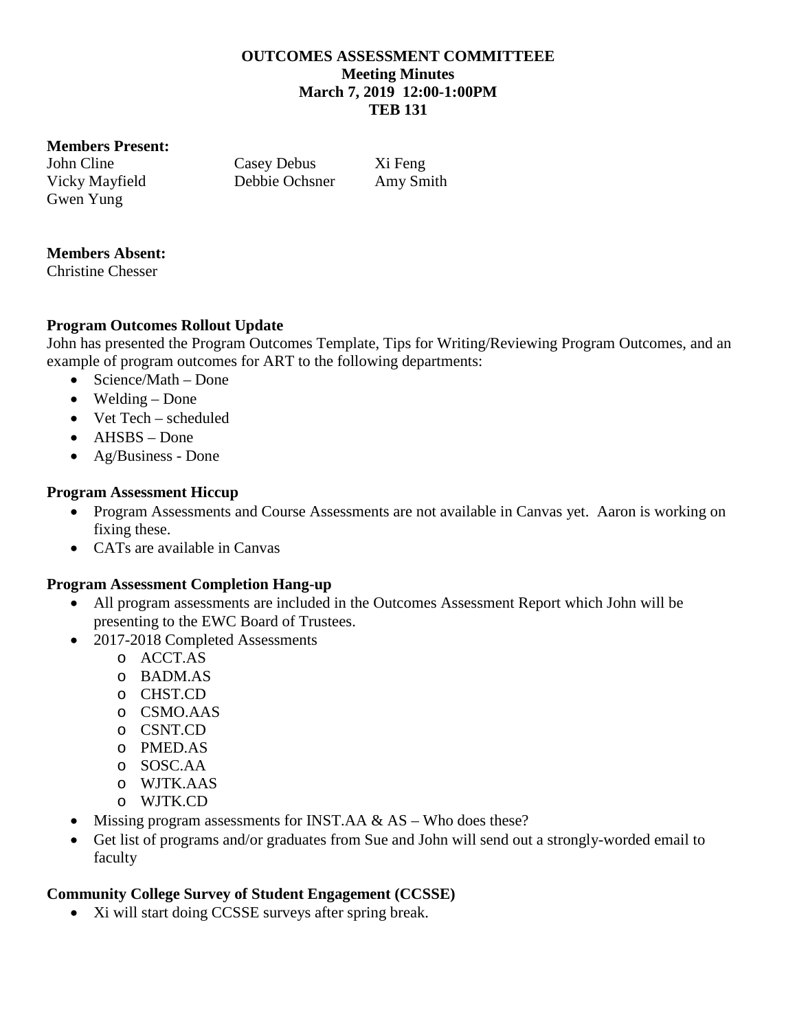**OUTCOMES ASSESSMENT COMMITTEEE**
**Meeting Minutes**
**March 7, 2019 12:00-1:00PM**
**TEB 131**

**Members Present:**

John Cline
Casey Debus
Xi Feng
Vicky Mayfield
Debbie Ochsner
Amy Smith
Gwen Yung

**Members Absent:**

Christine Chesser

**Program Outcomes Rollout Update**

John has presented the Program Outcomes Template, Tips for Writing/Reviewing Program Outcomes, and an example of program outcomes for ART to the following departments:

- Science/Math – Done
- Welding – Done
- Vet Tech – scheduled
- AHSBS – Done
- Ag/Business - Done

**Program Assessment Hiccup**

- Program Assessments and Course Assessments are not available in Canvas yet. Aaron is working on fixing these.
- CATs are available in Canvas

**Program Assessment Completion Hang-up**

- All program assessments are included in the Outcomes Assessment Report which John will be presenting to the EWC Board of Trustees.
- 2017-2018 Completed Assessments
  - ACCT.AS
  - BADM.AS
  - CHST.CD
  - CSMO.AAS
  - CSNT.CD
  - PMED.AS
  - SOSC.AA
  - WJTK.AAS
  - WJTK.CD
- Missing program assessments for INST.AA & AS – Who does these?
- Get list of programs and/or graduates from Sue and John will send out a strongly-worded email to faculty

**Community College Survey of Student Engagement (CCSSE)**

- Xi will start doing CCSSE surveys after spring break.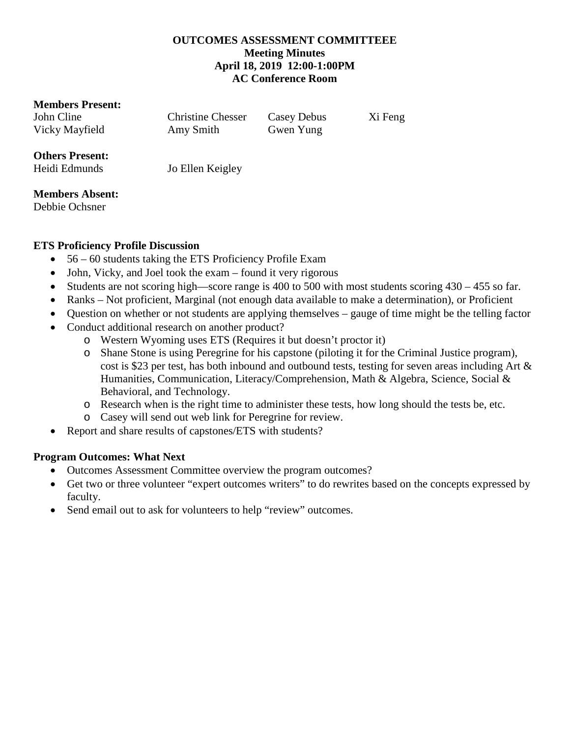**OUTCOMES ASSESSMENT COMMITTEEE**
**Meeting Minutes**
**April 18, 2019 12:00-1:00PM**
**AC Conference Room**

**Members Present:**

| | | | |
|---|---|---|---|
| John Cline | Christine Chesser | Casey Debus | Xi Feng |
| Vicky Mayfield | Amy Smith | Gwen Yung | |

**Others Present:**

Heidi Edmunds Jo Ellen Keigley

**Members Absent:**

Debbie Ochsner

**ETS Proficiency Profile Discussion**

- 56 – 60 students taking the ETS Proficiency Profile Exam
- John, Vicky, and Joel took the exam – found it very rigorous
- Students are not scoring high—score range is 400 to 500 with most students scoring 430 – 455 so far.
- Ranks – Not proficient, Marginal (not enough data available to make a determination), or Proficient
- Question on whether or not students are applying themselves – gauge of time might be the telling factor
- Conduct additional research on another product?
  - Western Wyoming uses ETS (Requires it but doesn't proctor it)
  - Shane Stone is using Peregrine for his capstone (piloting it for the Criminal Justice program), cost is $23 per test, has both inbound and outbound tests, testing for seven areas including Art & Humanities, Communication, Literacy/Comprehension, Math & Algebra, Science, Social & Behavioral, and Technology.
  - Research when is the right time to administer these tests, how long should the tests be, etc.
  - Casey will send out web link for Peregrine for review.
- Report and share results of capstones/ETS with students?

**Program Outcomes: What Next**

- Outcomes Assessment Committee overview the program outcomes?
- Get two or three volunteer "expert outcomes writers" to do rewrites based on the concepts expressed by faculty.
- Send email out to ask for volunteers to help "review" outcomes.